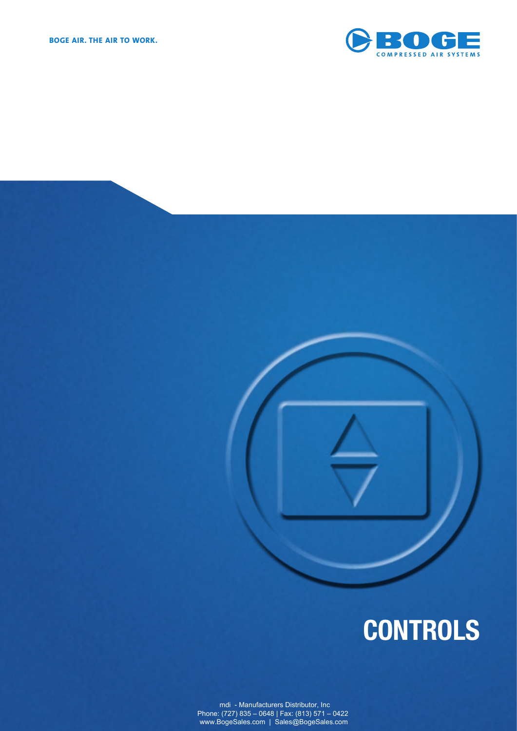**BOGE AIR. THE AIR TO WORK.**

BOGE
COMPRESSED AIR SYSTEMS

# CONTROLS

mdi - Manufacturers Distributor, Inc
Phone: (727) 835 – 0648 | Fax: (813) 571 – 0422
www.BogeSales.com | Sales@BogeSales.com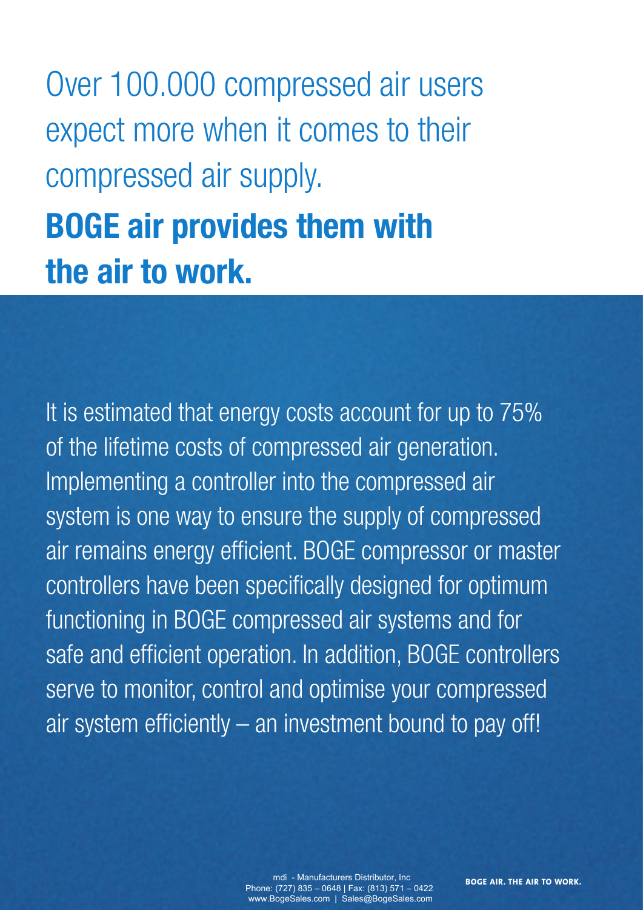Over 100.000 compressed air users expect more when it comes to their compressed air supply.

**BOGE air provides them with the air to work.**

It is estimated that energy costs account for up to 75% of the lifetime costs of compressed air generation. Implementing a controller into the compressed air system is one way to ensure the supply of compressed air remains energy efficient. BOGE compressor or master controllers have been specifically designed for optimum functioning in BOGE compressed air systems and for safe and efficient operation. In addition, BOGE controllers serve to monitor, control and optimise your compressed air system efficiently – an investment bound to pay off!

mdi - Manufacturers Distributor, Inc
Phone: (727) 835 – 0648 | Fax: (813) 571 – 0422
www.BogeSales.com | Sales@BogeSales.com

**BOGE AIR. THE AIR TO WORK.**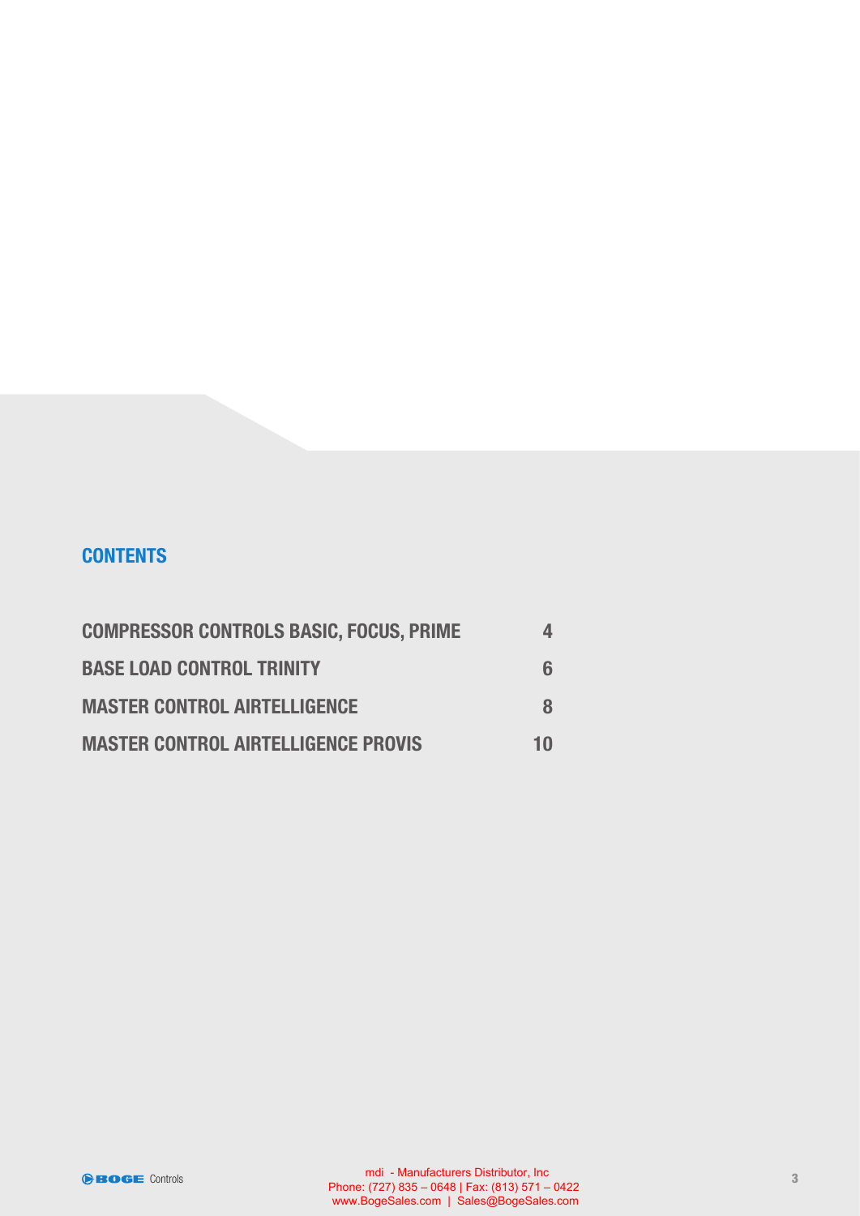## CONTENTS

| | |
|---|---|
| COMPRESSOR CONTROLS BASIC, FOCUS, PRIME | 4 |
| BASE LOAD CONTROL TRINITY | 6 |
| MASTER CONTROL AIRTELLIGENCE | 8 |
| MASTER CONTROL AIRTELLIGENCE PROVIS | 10 |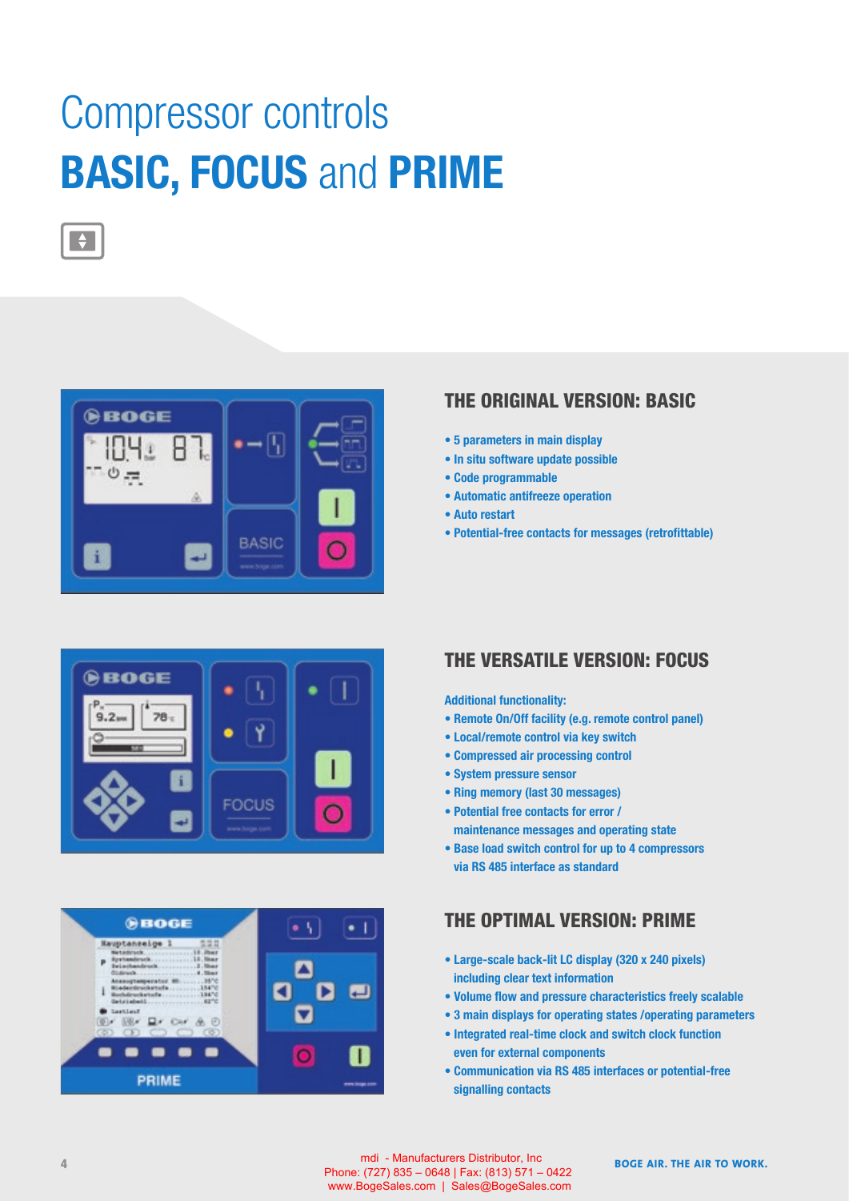# Compressor controls
# BASIC, FOCUS and PRIME

## THE ORIGINAL VERSION: BASIC

- 5 parameters in main display
- In situ software update possible
- Code programmable
- Automatic antifreeze operation
- Auto restart
- Potential-free contacts for messages (retrofittable)

## THE VERSATILE VERSION: FOCUS

Additional functionality:

- Remote On/Off facility (e.g. remote control panel)
- Local/remote control via key switch
- Compressed air processing control
- System pressure sensor
- Ring memory (last 30 messages)
- Potential free contacts for error / maintenance messages and operating state
- Base load switch control for up to 4 compressors via RS 485 interface as standard

## THE OPTIMAL VERSION: PRIME

- Large-scale back-lit LC display (320 x 240 pixels) including clear text information
- Volume flow and pressure characteristics freely scalable
- 3 main displays for operating states /operating parameters
- Integrated real-time clock and switch clock function even for external components
- Communication via RS 485 interfaces or potential-free signalling contacts

mdi - Manufacturers Distributor, Inc
Phone: (727) 835 – 0648 | Fax: (813) 571 – 0422
www.BogeSales.com | Sales@BogeSales.com

BOGE AIR. THE AIR TO WORK.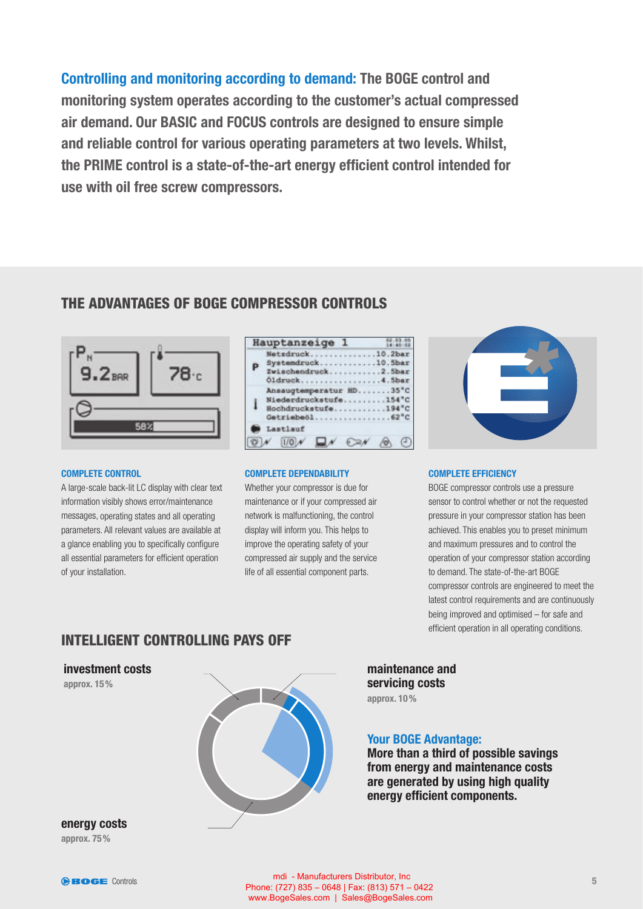**Controlling and monitoring according to demand:** **The BOGE control and monitoring system operates according to the customer's actual compressed air demand. Our BASIC and FOCUS controls are designed to ensure simple and reliable control for various operating parameters at two levels. Whilst, the PRIME control is a state-of-the-art energy efficient control intended for use with oil free screw compressors.**

## THE ADVANTAGES OF BOGE COMPRESSOR CONTROLS

### COMPLETE CONTROL

A large-scale back-lit LC display with clear text information visibly shows error/maintenance messages, operating states and all operating parameters. All relevant values are available at a glance enabling you to specifically configure all essential parameters for efficient operation of your installation.

### COMPLETE DEPENDABILITY

Whether your compressor is due for maintenance or if your compressed air network is malfunctioning, the control display will inform you. This helps to improve the operating safety of your compressed air supply and the service life of all essential component parts.

### COMPLETE EFFICIENCY

BOGE compressor controls use a pressure sensor to control whether or not the requested pressure in your compressor station has been achieved. This enables you to preset minimum and maximum pressures and to control the operation of your compressor station according to demand. The state-of-the-art BOGE compressor controls are engineered to meet the latest control requirements and are continuously being improved and optimised – for safe and efficient operation in all operating conditions.

## INTELLIGENT CONTROLLING PAYS OFF

**investment costs**
approx. 15%

**maintenance and servicing costs**
approx. 10%

**energy costs**
approx. 75%

**Your BOGE Advantage:**
**More than a third of possible savings from energy and maintenance costs are generated by using high quality energy efficient components.**

mdi - Manufacturers Distributor, Inc
Phone: (727) 835 – 0648 | Fax: (813) 571 – 0422
www.BogeSales.com | Sales@BogeSales.com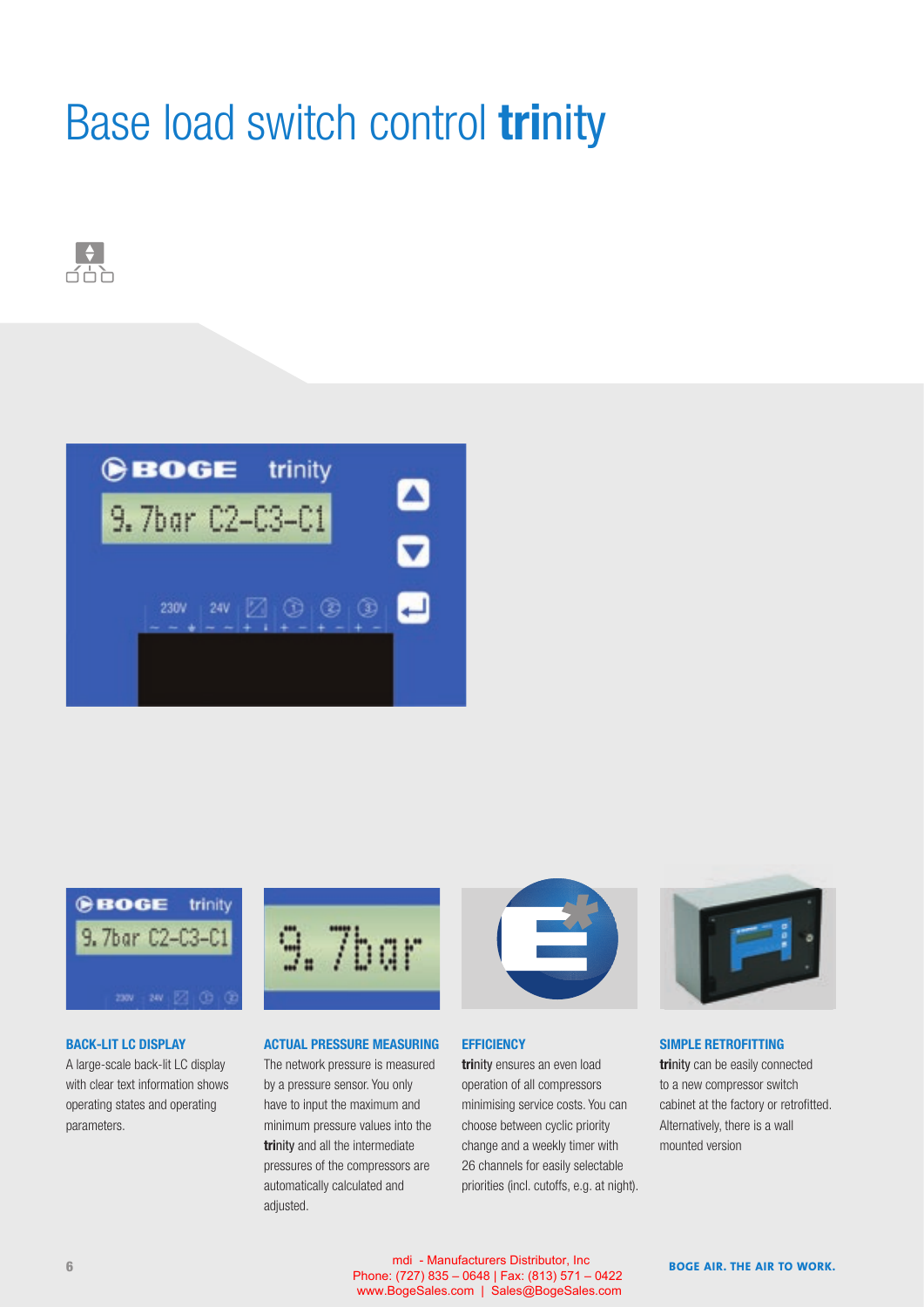# Base load switch control **trinity**

#### BACK-LIT LC DISPLAY

A large-scale back-lit LC display with clear text information shows operating states and operating parameters.

#### ACTUAL PRESSURE MEASURING

The network pressure is measured by a pressure sensor. You only have to input the maximum and minimum pressure values into the **tri**nity and all the intermediate pressures of the compressors are automatically calculated and adjusted.

#### EFFICIENCY

**trinity** ensures an even load operation of all compressors minimising service costs. You can choose between cyclic priority change and a weekly timer with 26 channels for easily selectable priorities (incl. cutoffs, e.g. at night).

#### SIMPLE RETROFITTING

**tri**nity can be easily connected to a new compressor switch cabinet at the factory or retrofitted. Alternatively, there is a wall mounted version

mdi - Manufacturers Distributor, Inc
Phone: (727) 835 – 0648 | Fax: (813) 571 – 0422
www.BogeSales.com | Sales@BogeSales.com

BOGE AIR. THE AIR TO WORK.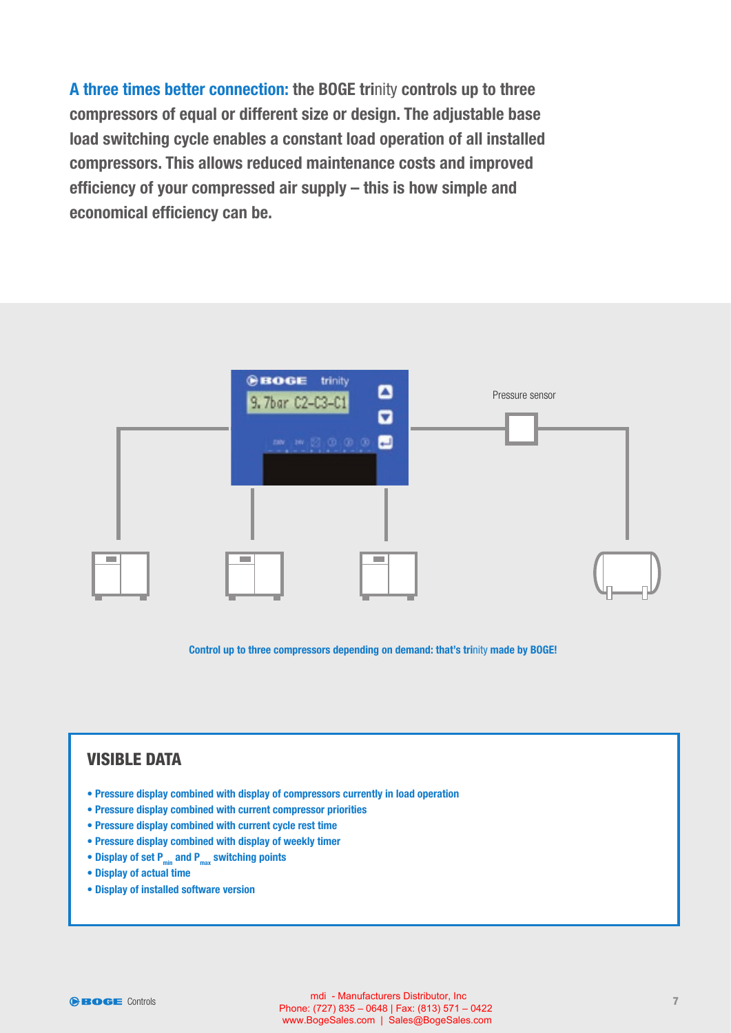**A three times better connection:** the BOGE trinity controls up to three compressors of equal or different size or design. The adjustable base load switching cycle enables a constant load operation of all installed compressors. This allows reduced maintenance costs and improved efficiency of your compressed air supply – this is how simple and economical efficiency can be.

BOGE trinity

9.7bar C2-C3-C1

Pressure sensor

Control up to three compressors depending on demand: that's trinity made by BOGE!

## VISIBLE DATA

- Pressure display combined with display of compressors currently in load operation
- Pressure display combined with current compressor priorities
- Pressure display combined with current cycle rest time
- Pressure display combined with display of weekly timer
- Display of set $P_{min}$ and $P_{max}$ switching points
- Display of actual time
- Display of installed software version

BOGE Controls

mdi - Manufacturers Distributor, Inc
Phone: (727) 835 – 0648 | Fax: (813) 571 – 0422
www.BogeSales.com | Sales@BogeSales.com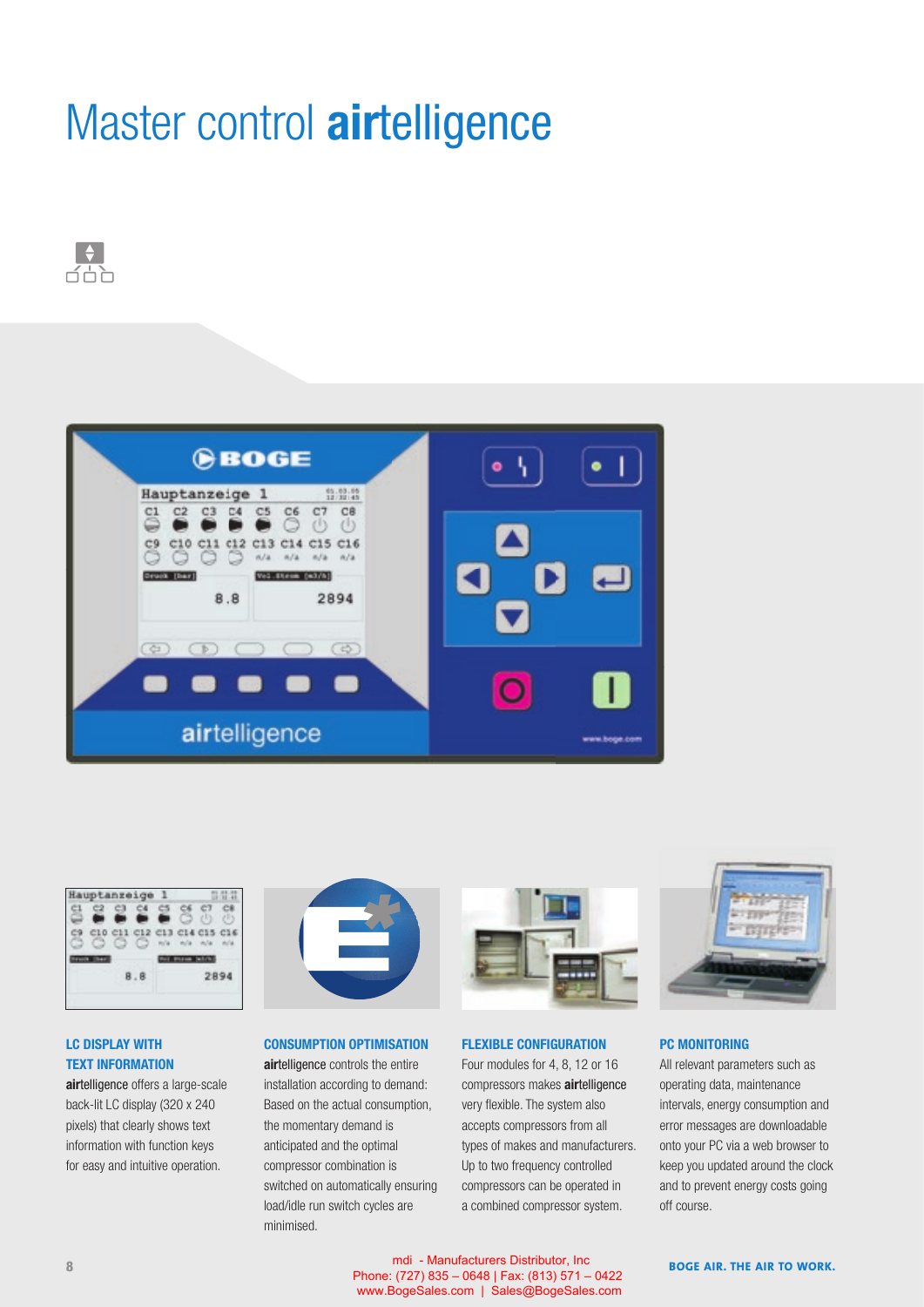# Master control **air**telligence

### LC DISPLAY WITH TEXT INFORMATION

**air**telligence offers a large-scale back-lit LC display (320 x 240 pixels) that clearly shows text information with function keys for easy and intuitive operation.

### CONSUMPTION OPTIMISATION

**air**telligence controls the entire installation according to demand: Based on the actual consumption, the momentary demand is anticipated and the optimal compressor combination is switched on automatically ensuring load/idle run switch cycles are minimised.

### FLEXIBLE CONFIGURATION

Four modules for 4, 8, 12 or 16 compressors makes **air**telligence very flexible. The system also accepts compressors from all types of makes and manufacturers. Up to two frequency controlled compressors can be operated in a combined compressor system.

### PC MONITORING

All relevant parameters such as operating data, maintenance intervals, energy consumption and error messages are downloadable onto your PC via a web browser to keep you updated around the clock and to prevent energy costs going off course.

mdi - Manufacturers Distributor, Inc
Phone: (727) 835 – 0648 | Fax: (813) 571 – 0422
www.BogeSales.com | Sales@BogeSales.com

BOGE AIR. THE AIR TO WORK.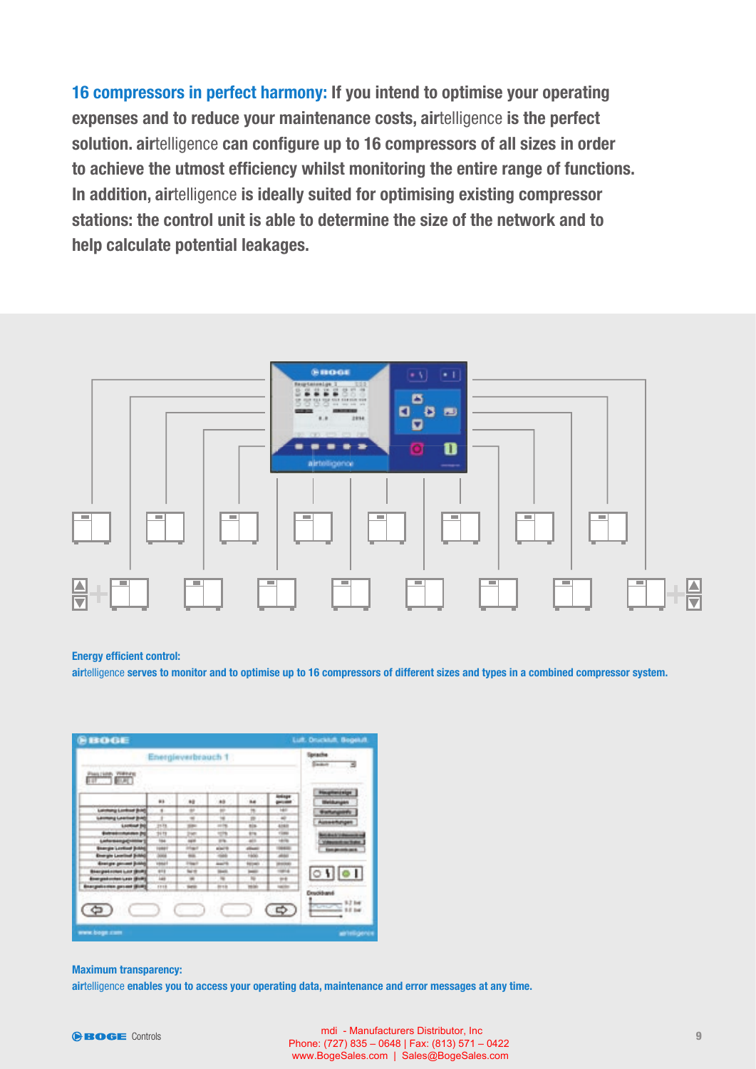**16 compressors in perfect harmony:** If you intend to optimise your operating expenses and to reduce your maintenance costs, airtelligence is the perfect solution. airtelligence can configure up to 16 compressors of all sizes in order to achieve the utmost efficiency whilst monitoring the entire range of functions. In addition, airtelligence is ideally suited for optimising existing compressor stations: the control unit is able to determine the size of the network and to help calculate potential leakages.

**Energy efficient control:**
airtelligence serves to monitor and to optimise up to 16 compressors of different sizes and types in a combined compressor system.

**Maximum transparency:**
airtelligence enables you to access your operating data, maintenance and error messages at any time.

mdi - Manufacturers Distributor, Inc
Phone: (727) 835 – 0648 | Fax: (813) 571 – 0422
www.BogeSales.com | Sales@BogeSales.com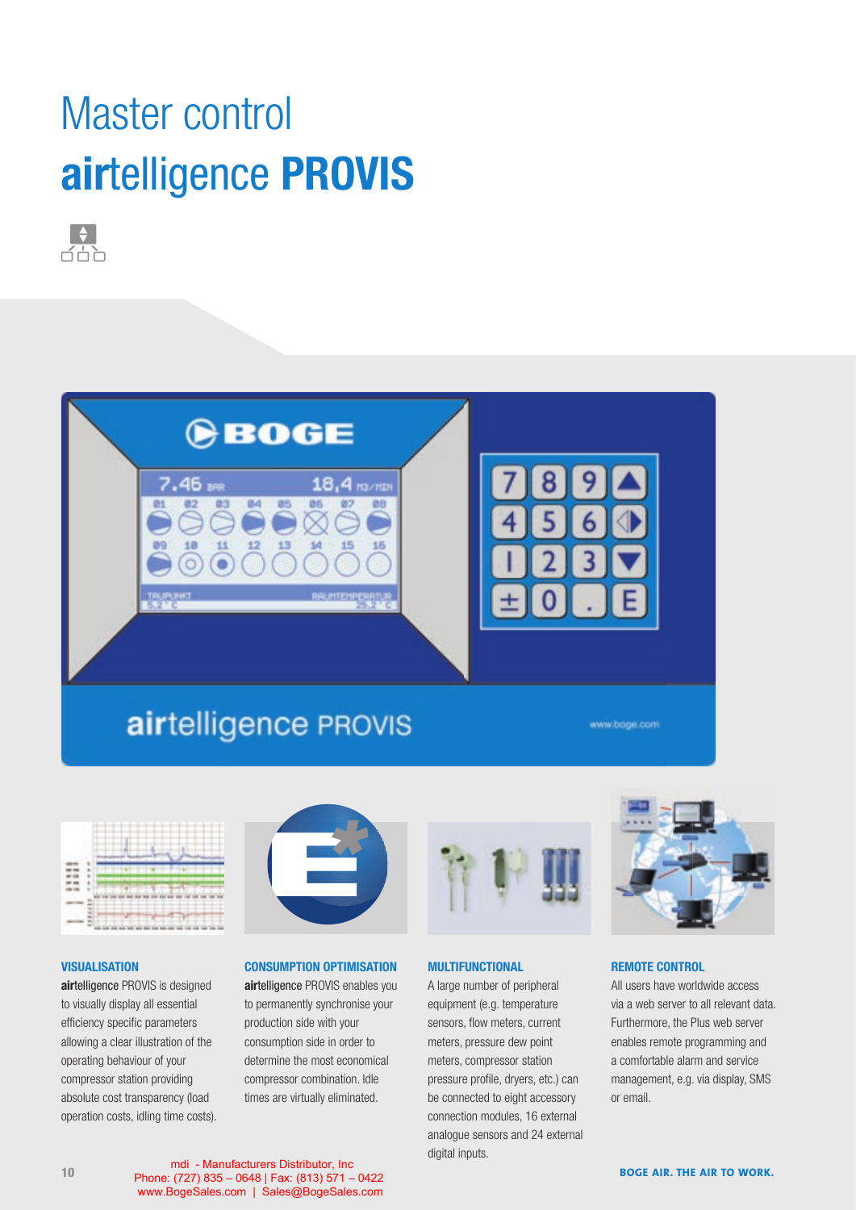# Master control

# **air**telligence **PROVIS**

### VISUALISATION

**air**telligence PROVIS is designed to visually display all essential efficiency specific parameters allowing a clear illustration of the operating behaviour of your compressor station providing absolute cost transparency (load operation costs, idling time costs).

### CONSUMPTION OPTIMISATION

**air**telligence PROVIS enables you to permanently synchronise your production side with your consumption side in order to determine the most economical compressor combination. Idle times are virtually eliminated.

### MULTIFUNCTIONAL

A large number of peripheral equipment (e.g. temperature sensors, flow meters, current meters, pressure dew point meters, compressor station pressure profile, dryers, etc.) can be connected to eight accessory connection modules, 16 external analogue sensors and 24 external digital inputs.

### REMOTE CONTROL

All users have worldwide access via a web server to all relevant data. Furthermore, the Plus web server enables remote programming and a comfortable alarm and service management, e.g. via display, SMS or email.

mdi - Manufacturers Distributor, Inc
Phone: (727) 835 – 0648 | Fax: (813) 571 – 0422
www.BogeSales.com | Sales@BogeSales.com

BOGE AIR. THE AIR TO WORK.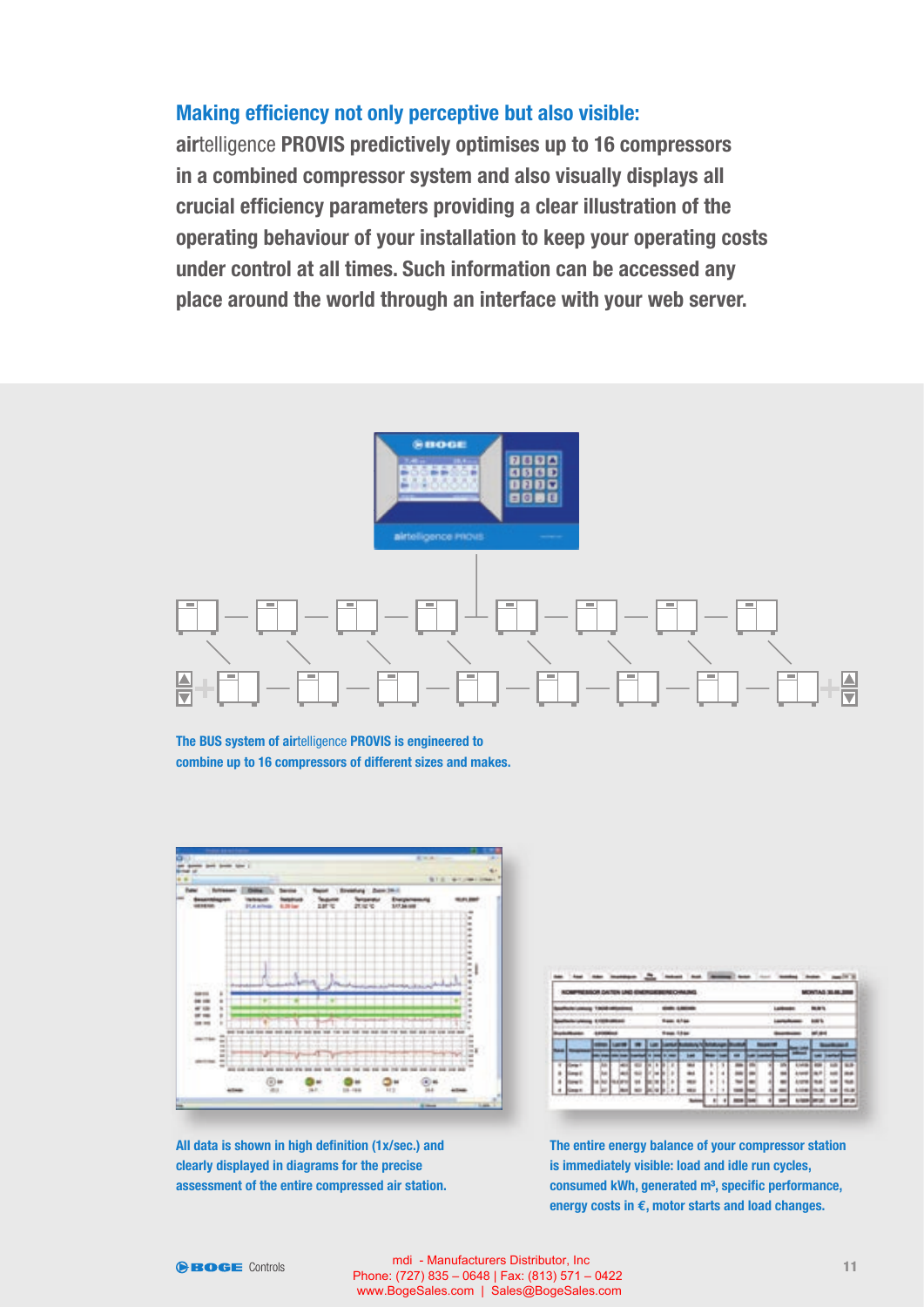## Making efficiency not only perceptive but also visible:

**airtelligence PROVIS predictively optimises up to 16 compressors in a combined compressor system and also visually displays all crucial efficiency parameters providing a clear illustration of the operating behaviour of your installation to keep your operating costs under control at all times. Such information can be accessed any place around the world through an interface with your web server.**

The BUS system of airtelligence PROVIS is engineered to combine up to 16 compressors of different sizes and makes.

All data is shown in high definition (1x/sec.) and clearly displayed in diagrams for the precise assessment of the entire compressed air station.

The entire energy balance of your compressor station is immediately visible: load and idle run cycles, consumed kWh, generated m³, specific performance, energy costs in €, motor starts and load changes.

BOGE Controls

mdi - Manufacturers Distributor, Inc
Phone: (727) 835 – 0648 | Fax: (813) 571 – 0422
www.BogeSales.com | Sales@BogeSales.com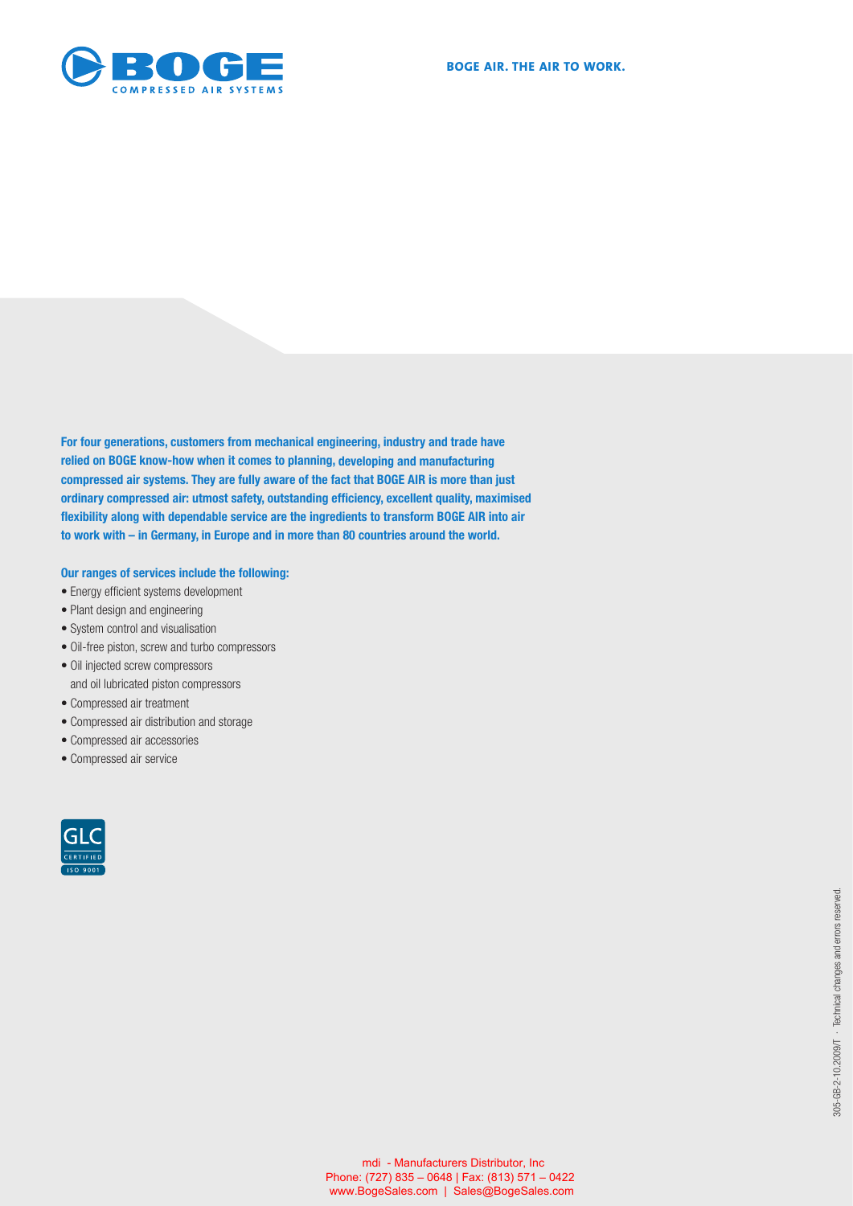BOGE AIR. THE AIR TO WORK.

**For four generations, customers from mechanical engineering, industry and trade have relied on BOGE know-how when it comes to planning, developing and manufacturing compressed air systems. They are fully aware of the fact that BOGE AIR is more than just ordinary compressed air: utmost safety, outstanding efficiency, excellent quality, maximised flexibility along with dependable service are the ingredients to transform BOGE AIR into air to work with – in Germany, in Europe and in more than 80 countries around the world.**

**Our ranges of services include the following:**

- Energy efficient systems development
- Plant design and engineering
- System control and visualisation
- Oil-free piston, screw and turbo compressors
- Oil injected screw compressors and oil lubricated piston compressors
- Compressed air treatment
- Compressed air distribution and storage
- Compressed air accessories
- Compressed air service

GLC CERTIFIED ISO 9001

305-GB-2-10.2009/T · Technical changes and errors reserved.

mdi - Manufacturers Distributor, Inc
Phone: (727) 835 – 0648 | Fax: (813) 571 – 0422
www.BogeSales.com | Sales@BogeSales.com